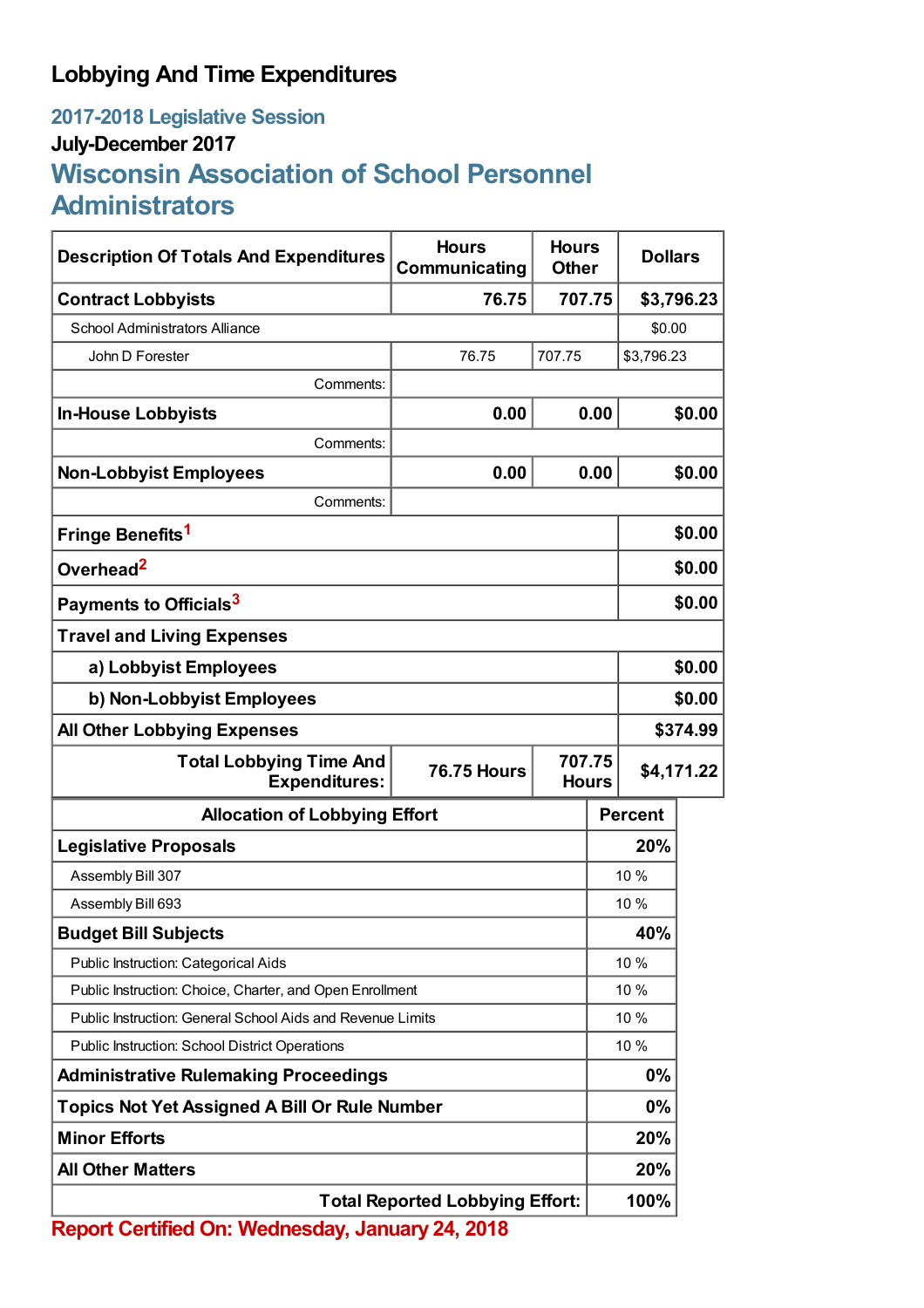# Lobbying And Time Expenditures

## 2017-2018 Legislative Session

### July-December 2017

## Wisconsin Association of School Personnel Administrators

| Description Of Totals And Expenditures | Hours Communicating | Hours Other | Dollars |
|---|---|---|---|
| **Contract Lobbyists** | **76.75** | **707.75** | **$3,796.23** |
| School Administrators Alliance | | | $0.00 |
| John D Forester | 76.75 | 707.75 | $3,796.23 |
| Comments: | | | |
| **In-House Lobbyists** | **0.00** | **0.00** | **$0.00** |
| Comments: | | | |
| **Non-Lobbyist Employees** | **0.00** | **0.00** | **$0.00** |
| Comments: | | | |
| **Fringe Benefits**[1] | | | **$0.00** |
| **Overhead**[2] | | | **$0.00** |
| **Payments to Officials**[3] | | | **$0.00** |
| **Travel and Living Expenses** | | | |
| **a) Lobbyist Employees** | | | **$0.00** |
| **b) Non-Lobbyist Employees** | | | **$0.00** |
| **All Other Lobbying Expenses** | | | **$374.99** |
| **Total Lobbying Time And Expenditures:** | **76.75 Hours** | **707.75 Hours** | **$4,171.22** |

| Allocation of Lobbying Effort | Percent |
|---|---|
| **Legislative Proposals** | **20%** |
| Assembly Bill 307 | 10 % |
| Assembly Bill 693 | 10 % |
| **Budget Bill Subjects** | **40%** |
| Public Instruction: Categorical Aids | 10 % |
| Public Instruction: Choice, Charter, and Open Enrollment | 10 % |
| Public Instruction: General School Aids and Revenue Limits | 10 % |
| Public Instruction: School District Operations | 10 % |
| **Administrative Rulemaking Proceedings** | **0%** |
| **Topics Not Yet Assigned A Bill Or Rule Number** | **0%** |
| **Minor Efforts** | **20%** |
| **All Other Matters** | **20%** |
| **Total Reported Lobbying Effort:** | **100%** |

**Report Certified On: Wednesday, January 24, 2018**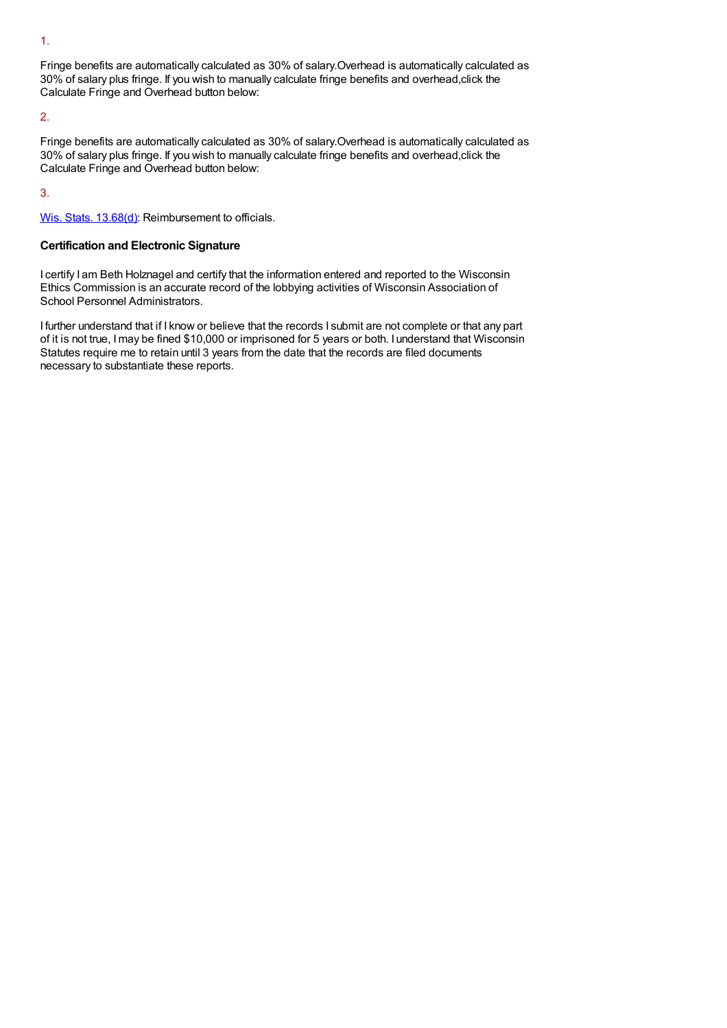1.

Fringe benefits are automatically calculated as 30% of salary.Overhead is automatically calculated as 30% of salary plus fringe. If you wish to manually calculate fringe benefits and overhead,click the Calculate Fringe and Overhead button below:

2.

Fringe benefits are automatically calculated as 30% of salary.Overhead is automatically calculated as 30% of salary plus fringe. If you wish to manually calculate fringe benefits and overhead,click the Calculate Fringe and Overhead button below:

3.

Wis. Stats. 13.68(d): Reimbursement to officials.

**Certification and Electronic Signature**

I certify I am Beth Holznagel and certify that the information entered and reported to the Wisconsin Ethics Commission is an accurate record of the lobbying activities of Wisconsin Association of School Personnel Administrators.

I further understand that if I know or believe that the records I submit are not complete or that any part of it is not true, I may be fined $10,000 or imprisoned for 5 years or both. I understand that Wisconsin Statutes require me to retain until 3 years from the date that the records are filed documents necessary to substantiate these reports.